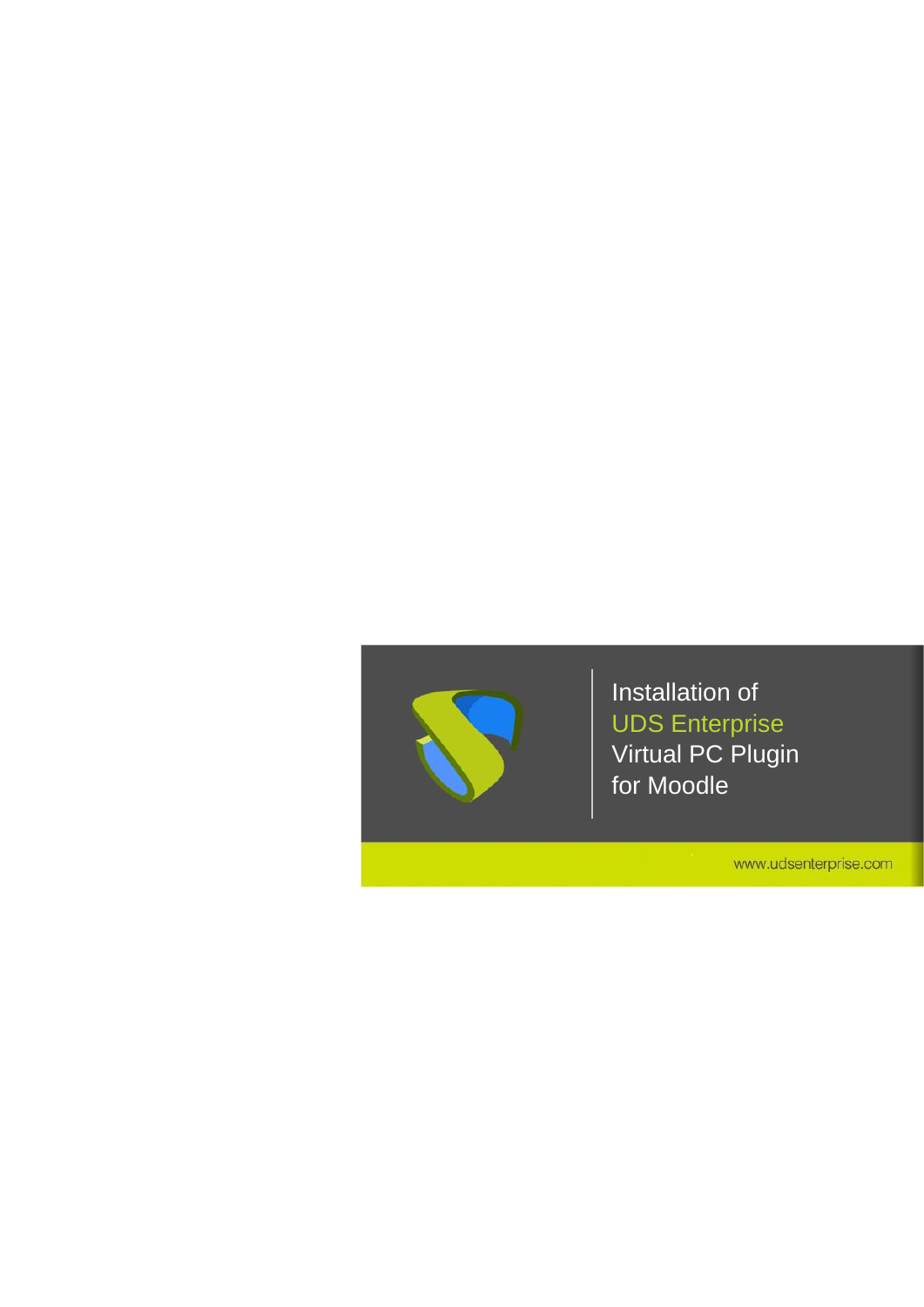# Installation of UDS Enterprise Virtual PC Plugin for Moodle

www.udsenterprise.com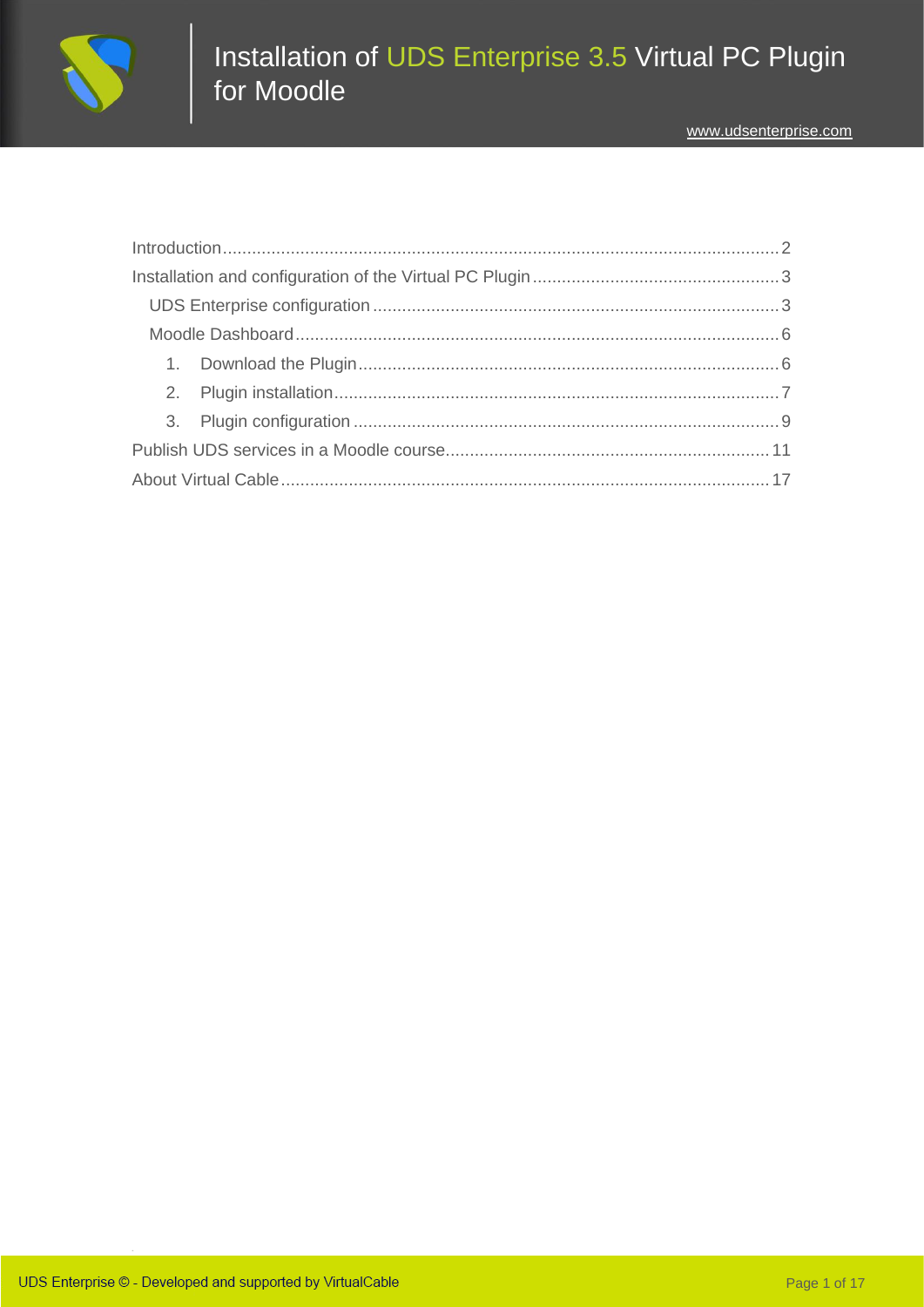# Installation of UDS Enterprise 3.5 Virtual PC Plugin for Moodle

www.udsenterprise.com

- Introduction .......... 2
- Installation and configuration of the Virtual PC Plugin .......... 3
  - UDS Enterprise configuration .......... 3
  - Moodle Dashboard .......... 6
    1. Download the Plugin .......... 6
    2. Plugin installation .......... 7
    3. Plugin configuration .......... 9
- Publish UDS services in a Moodle course .......... 11
- About Virtual Cable .......... 17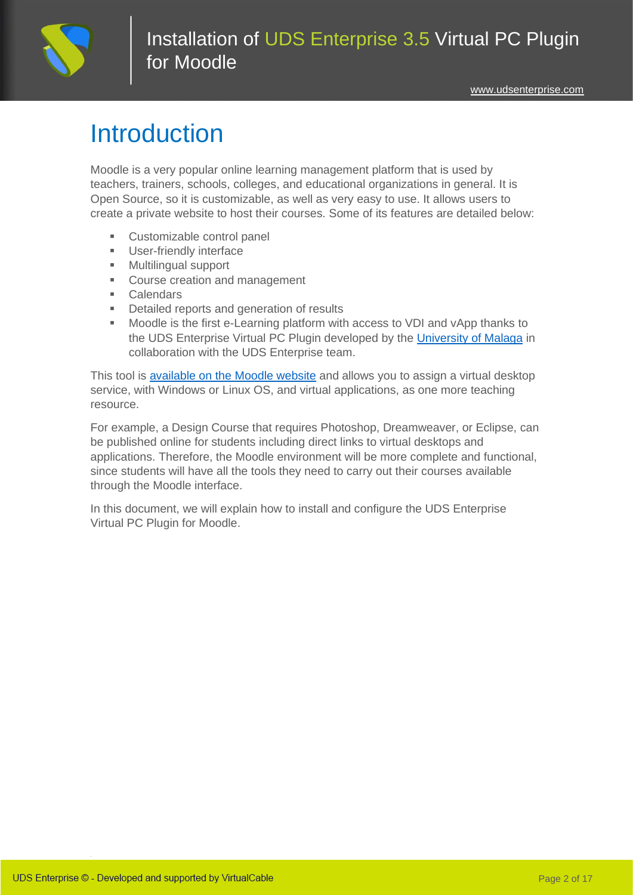# Introduction

Moodle is a very popular online learning management platform that is used by teachers, trainers, schools, colleges, and educational organizations in general. It is Open Source, so it is customizable, as well as very easy to use. It allows users to create a private website to host their courses. Some of its features are detailed below:

- Customizable control panel
- User-friendly interface
- Multilingual support
- Course creation and management
- Calendars
- Detailed reports and generation of results
- Moodle is the first e-Learning platform with access to VDI and vApp thanks to the UDS Enterprise Virtual PC Plugin developed by the University of Malaga in collaboration with the UDS Enterprise team.

This tool is available on the Moodle website and allows you to assign a virtual desktop service, with Windows or Linux OS, and virtual applications, as one more teaching resource.

For example, a Design Course that requires Photoshop, Dreamweaver, or Eclipse, can be published online for students including direct links to virtual desktops and applications. Therefore, the Moodle environment will be more complete and functional, since students will have all the tools they need to carry out their courses available through the Moodle interface.

In this document, we will explain how to install and configure the UDS Enterprise Virtual PC Plugin for Moodle.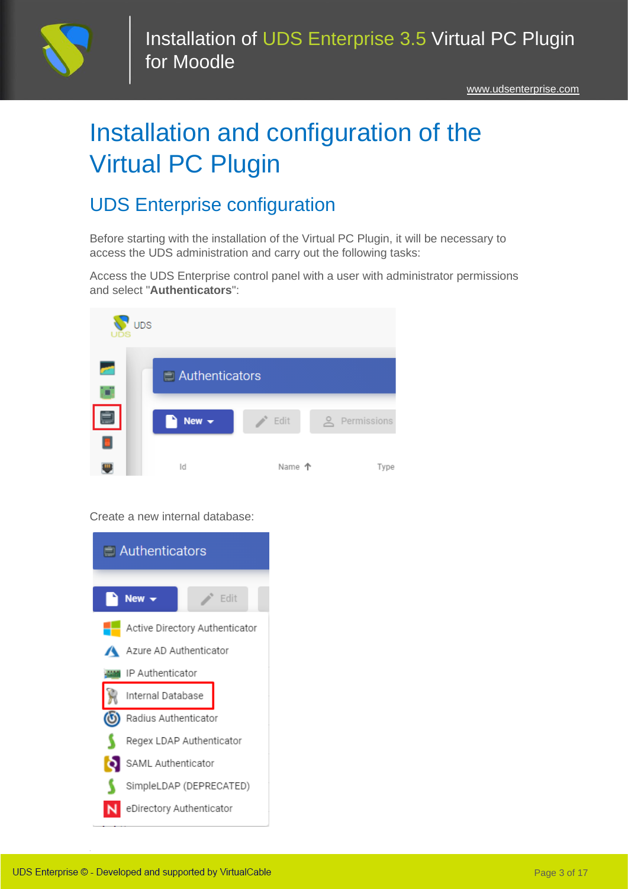# Installation and configuration of the Virtual PC Plugin

## UDS Enterprise configuration

Before starting with the installation of the Virtual PC Plugin, it will be necessary to access the UDS administration and carry out the following tasks:

Access the UDS Enterprise control panel with a user with administrator permissions and select "**Authenticators**":

Create a new internal database: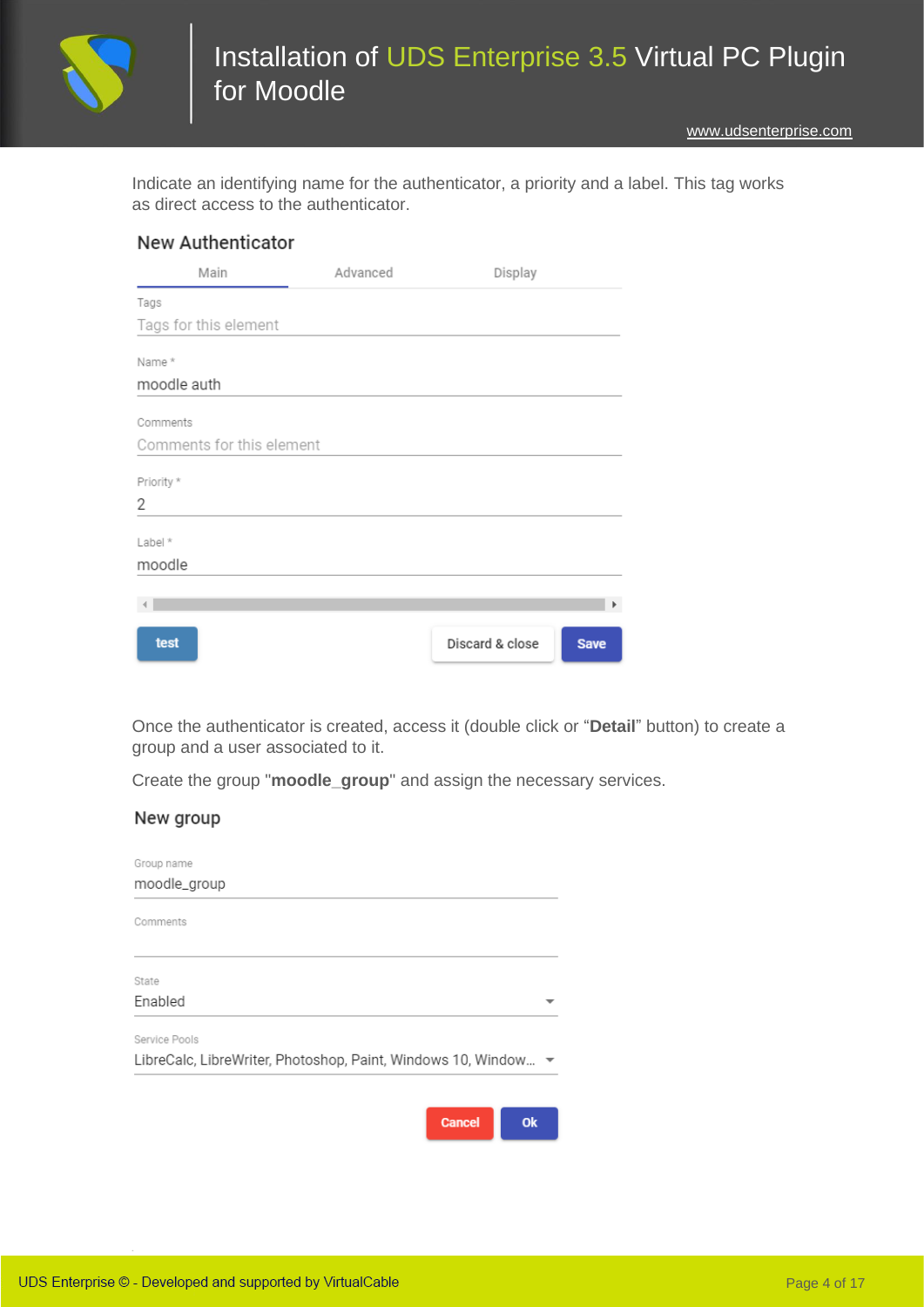Indicate an identifying name for the authenticator, a priority and a label. This tag works as direct access to the authenticator.

**New Authenticator**

Main | Advanced | Display

Tags
Tags for this element

Name *
moodle auth

Comments
Comments for this element

Priority *
2

Label *
moodle

test | Discard & close | Save

Once the authenticator is created, access it (double click or "**Detail**" button) to create a group and a user associated to it.

Create the group "**moodle_group**" and assign the necessary services.

**New group**

Group name
moodle_group

Comments

State
Enabled

Service Pools
LibreCalc, LibreWriter, Photoshop, Paint, Windows 10, Window...

Cancel | Ok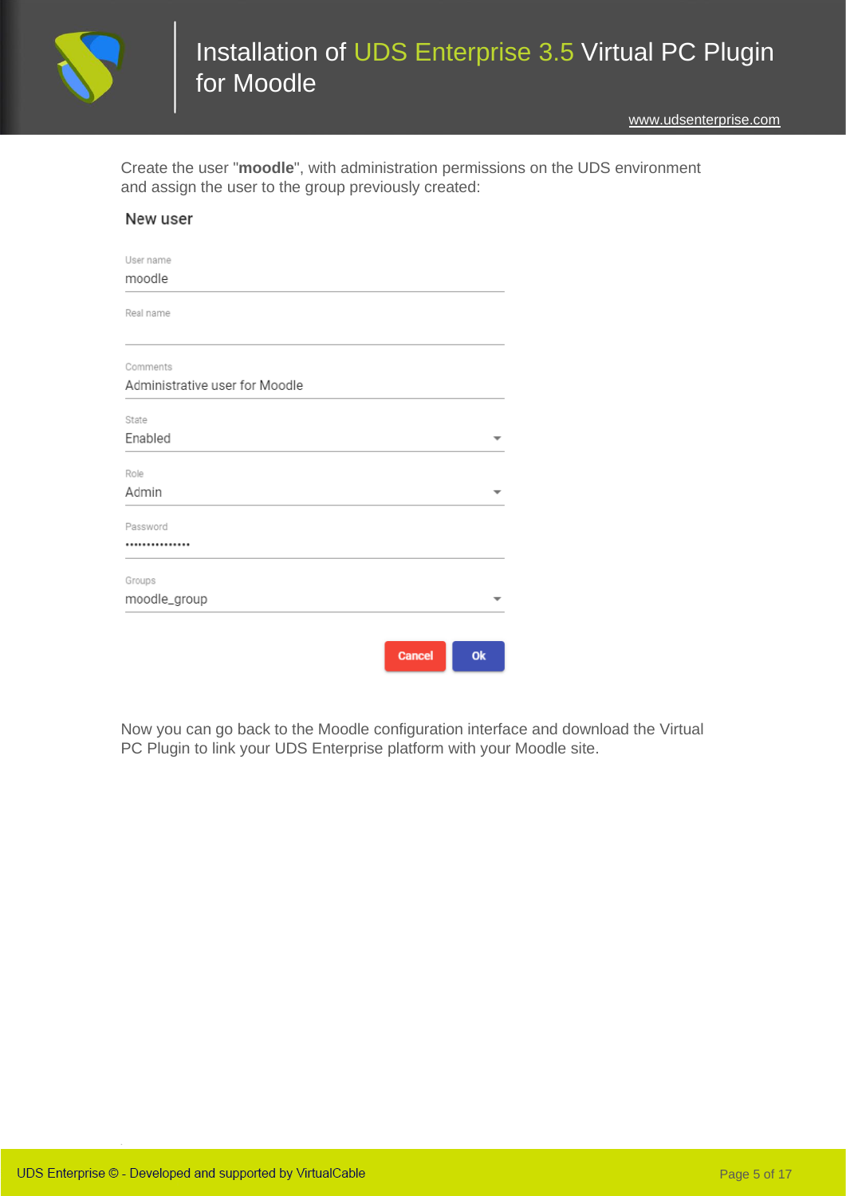Create the user "**moodle**", with administration permissions on the UDS environment and assign the user to the group previously created:

New user

User name
moodle

Real name

Comments
Administrative user for Moodle

State
Enabled

Role
Admin

Password
•••••••••••••••

Groups
moodle_group

Cancel Ok

Now you can go back to the Moodle configuration interface and download the Virtual PC Plugin to link your UDS Enterprise platform with your Moodle site.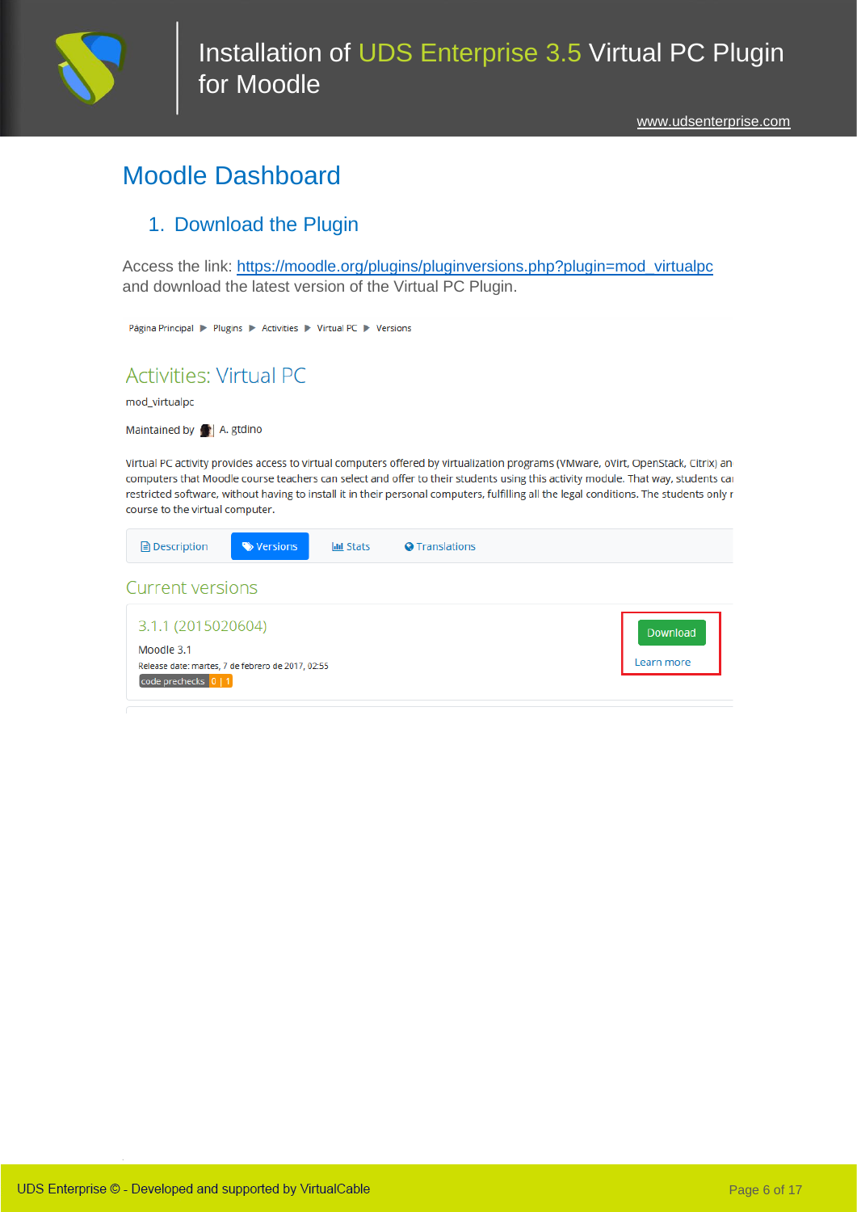# Moodle Dashboard

## 1. Download the Plugin

Access the link: https://moodle.org/plugins/pluginversions.php?plugin=mod_virtualpc and download the latest version of the Virtual PC Plugin.

Página Principal ▶ Plugins ▶ Activities ▶ Virtual PC ▶ Versions

Activities: Virtual PC

mod_virtualpc

Maintained by A. gtdino

Virtual PC activity provides access to virtual computers offered by virtualization programs (VMware, oVirt, OpenStack, Citrix) an computers that Moodle course teachers can select and offer to their students using this activity module. That way, students ca restricted software, without having to install it in their personal computers, fulfilling all the legal conditions. The students only r course to the virtual computer.

Description | Versions | Stats | Translations

Current versions

3.1.1 (2015020604)

Moodle 3.1

Release date: martes, 7 de febrero de 2017, 02:55

code prechecks 0 | 1

Download

Learn more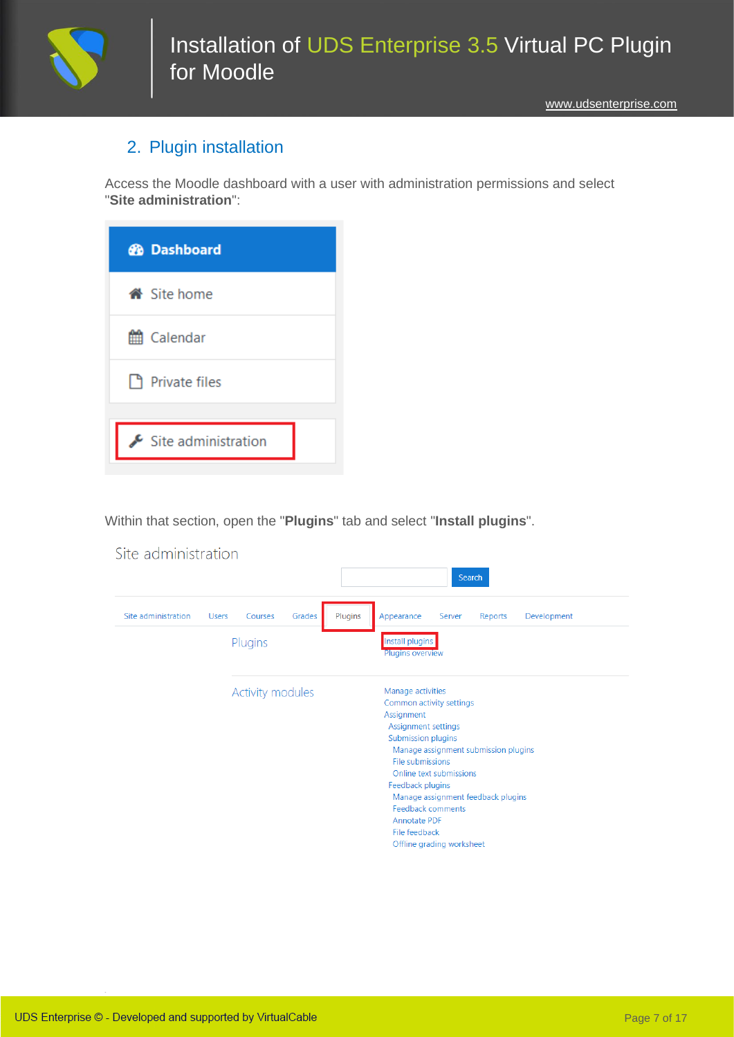## 2. Plugin installation

Access the Moodle dashboard with a user with administration permissions and select "**Site administration**":

Within that section, open the "**Plugins**" tab and select "**Install plugins**".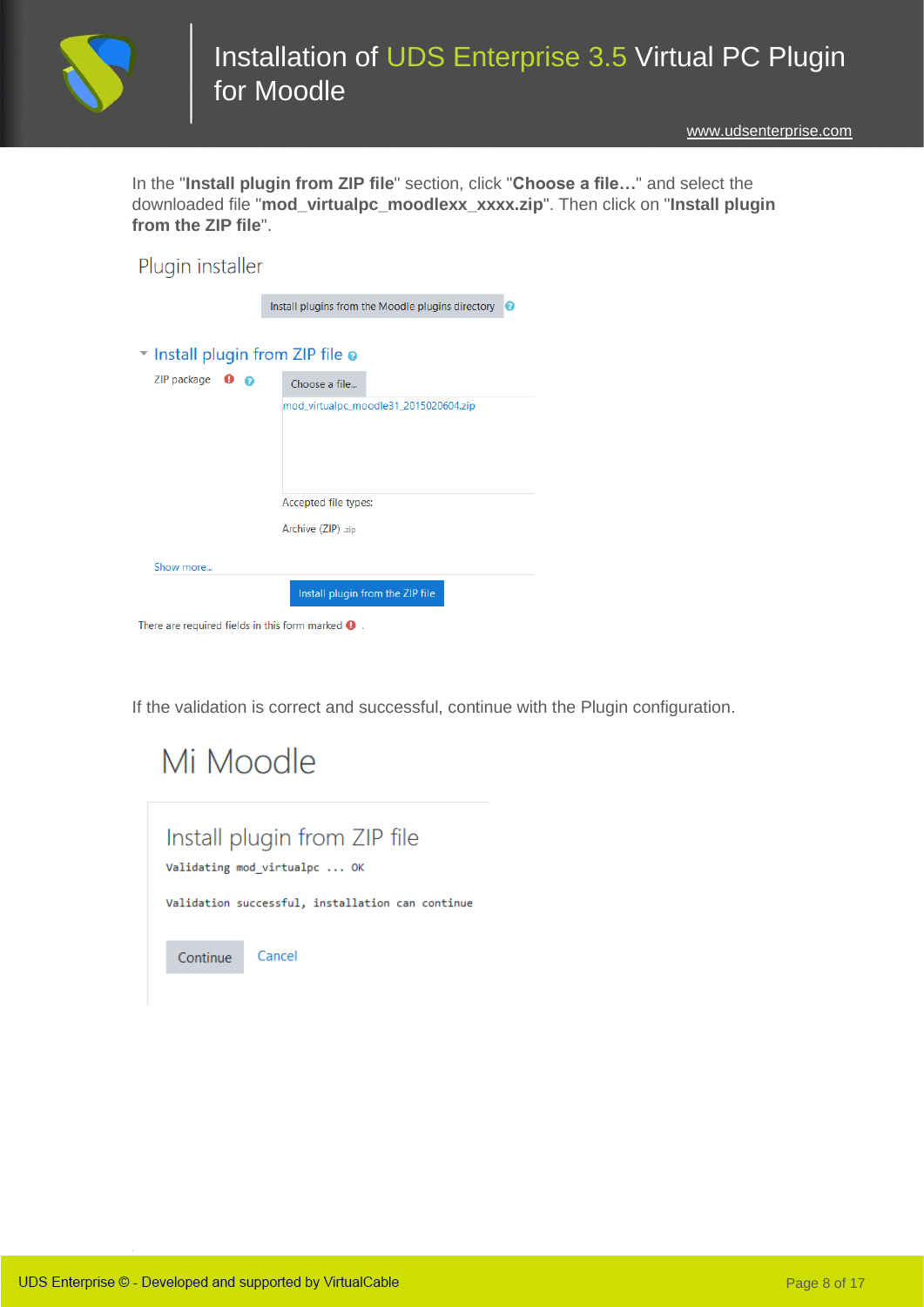In the "**Install plugin from ZIP file**" section, click "**Choose a file…**" and select the downloaded file "**mod_virtualpc_moodlexx_xxxx.zip**". Then click on "**Install plugin from the ZIP file**".

Plugin installer

Install plugins from the Moodle plugins directory

Install plugin from ZIP file

ZIP package

Choose a file...

mod_virtualpc_moodle31_2015020604.zip

Accepted file types:

Archive (ZIP) .zip

Show more...

Install plugin from the ZIP file

There are required fields in this form marked .

If the validation is correct and successful, continue with the Plugin configuration.

Mi Moodle

Install plugin from ZIP file

```
Validating mod_virtualpc ... OK

Validation successful, installation can continue
```

Continue  Cancel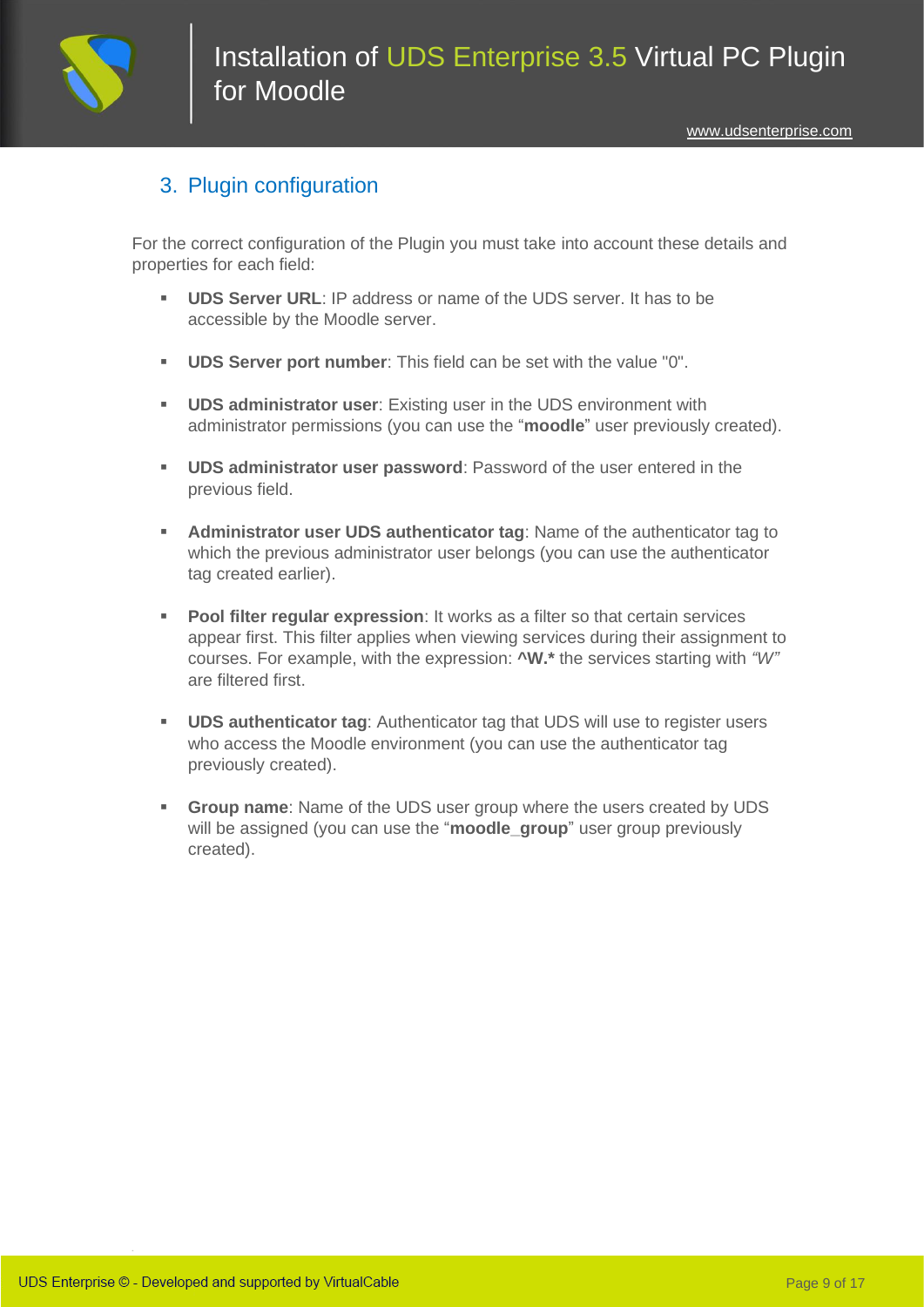## 3. Plugin configuration

For the correct configuration of the Plugin you must take into account these details and properties for each field:

- **UDS Server URL**: IP address or name of the UDS server. It has to be accessible by the Moodle server.
- **UDS Server port number**: This field can be set with the value "0".
- **UDS administrator user**: Existing user in the UDS environment with administrator permissions (you can use the "**moodle**" user previously created).
- **UDS administrator user password**: Password of the user entered in the previous field.
- **Administrator user UDS authenticator tag**: Name of the authenticator tag to which the previous administrator user belongs (you can use the authenticator tag created earlier).
- **Pool filter regular expression**: It works as a filter so that certain services appear first. This filter applies when viewing services during their assignment to courses. For example, with the expression: **^W.*** the services starting with *"W"* are filtered first.
- **UDS authenticator tag**: Authenticator tag that UDS will use to register users who access the Moodle environment (you can use the authenticator tag previously created).
- **Group name**: Name of the UDS user group where the users created by UDS will be assigned (you can use the "**moodle_group**" user group previously created).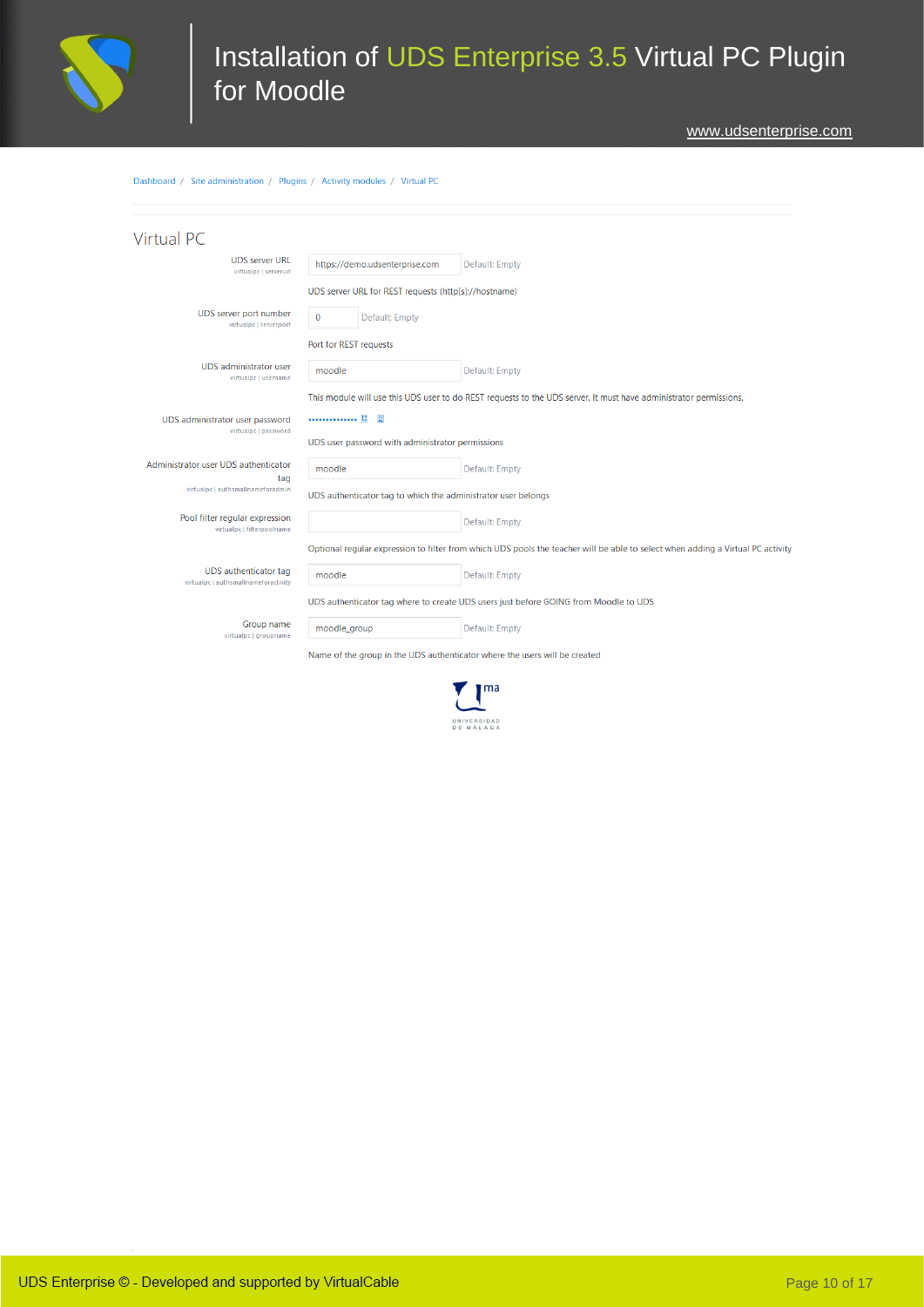Dashboard / Site administration / Plugins / Activity modules / Virtual PC

## Virtual PC

**UDS server URL**
virtualpc | serverurl

https://demo.udsenterprise.com — Default: Empty

UDS server URL for REST requests (http[s]://hostname)

**UDS server port number**
virtualpc | serverport

0 — Default: Empty

Port for REST requests

**UDS administrator user**
virtualpc | username

moodle — Default: Empty

This module will use this UDS user to do REST requests to the UDS server. It must have administrator permissions.

**UDS administrator user password**
virtualpc | password

••••••••••••••

UDS user password with administrator permissions

**Administrator user UDS authenticator tag**
virtualpc | authsmallnameforadmin

moodle — Default: Empty

UDS authenticator tag to which the administrator user belongs

**Pool filter regular expression**
virtualpc | filterpoolname

Default: Empty

Optional regular expression to filter from which UDS pools the teacher will be able to select when adding a Virtual PC activity

**UDS authenticator tag**
virtualpc | authsmallnameforactivity

moodle — Default: Empty

UDS authenticator tag where to create UDS users just before GOING from Moodle to UDS

**Group name**
virtualpc | groupname

moodle_group — Default: Empty

Name of the group in the UDS authenticator where the users will be created

UNIVERSIDAD DE MÁLAGA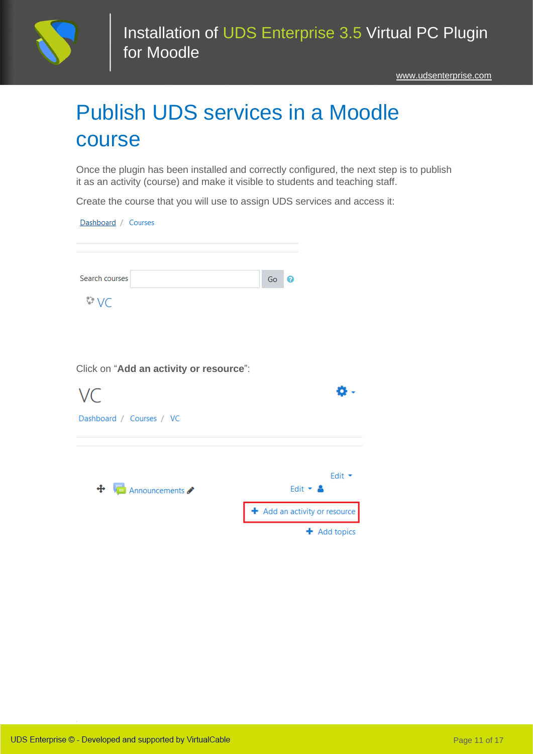# Publish UDS services in a Moodle course

Once the plugin has been installed and correctly configured, the next step is to publish it as an activity (course) and make it visible to students and teaching staff.

Create the course that you will use to assign UDS services and access it:

Dashboard / Courses

Search courses Go

VC

Click on "**Add an activity or resource**":

VC

Dashboard / Courses / VC

Edit

Announcements Edit

Add an activity or resource

Add topics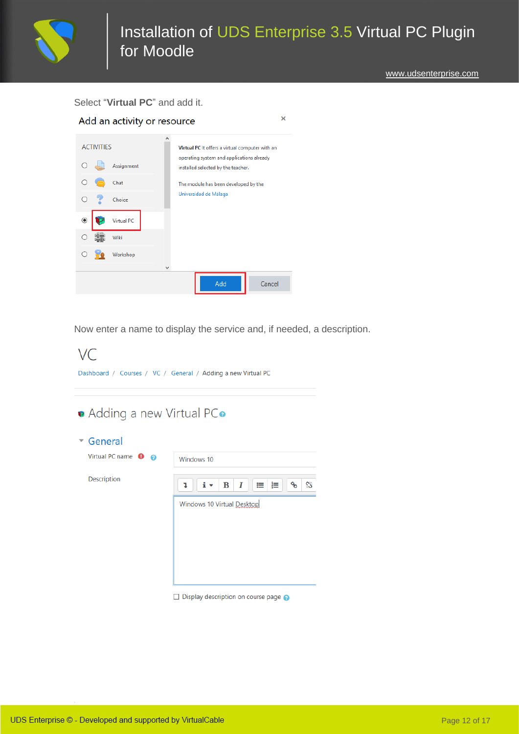Select “**Virtual PC**” and add it.

Add an activity or resource

ACTIVITIES

- Assignment
- Chat
- Choice
- Virtual PC
- Wiki
- Workshop

**Virtual PC** It offers a virtual computer with an operating system and applications already installed selected by the teacher.

The module has been developed by the Universidad de Málaga

Add Cancel

Now enter a name to display the service and, if needed, a description.

VC

Dashboard / Courses / VC / General / Adding a new Virtual PC

Adding a new Virtual PC

General

Virtual PC name: Windows 10

Description: Windows 10 Virtual Desktop

Display description on course page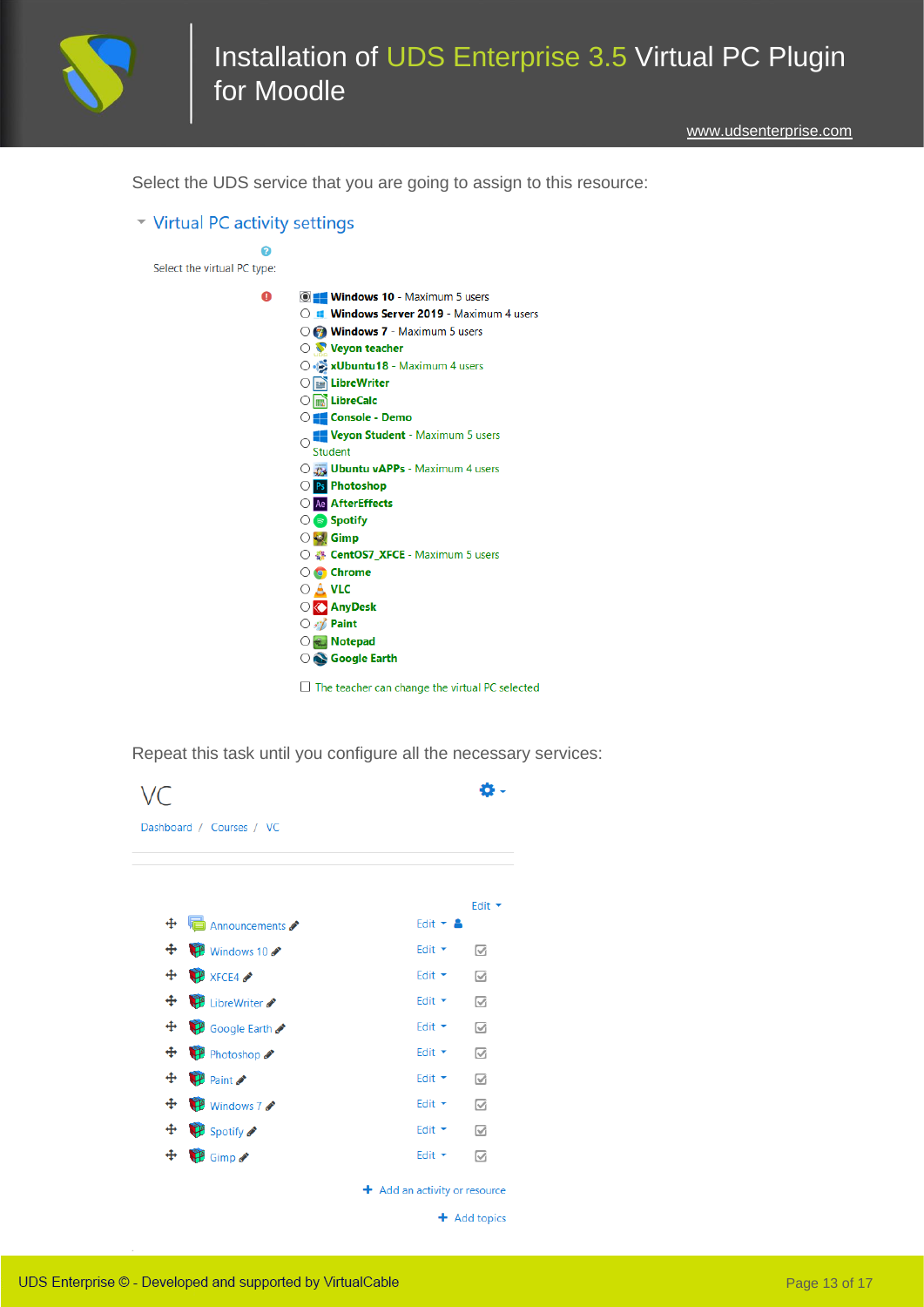Select the UDS service that you are going to assign to this resource:

Virtual PC activity settings

Select the virtual PC type:

- ◉ **Windows 10** - Maximum 5 users
- ○ **Windows Server 2019** - Maximum 4 users
- ○ **Windows 7** - Maximum 5 users
- ○ **Veyon teacher**
- ○ **xUbuntu18** - Maximum 4 users
- ○ **LibreWriter**
- ○ **LibreCalc**
- ○ **Console - Demo**
- ○ **Veyon Student** - Maximum 5 users Student
- ○ **Ubuntu vAPPs** - Maximum 4 users
- ○ **Photoshop**
- ○ **AfterEffects**
- ○ **Spotify**
- ○ **Gimp**
- ○ **CentOS7_XFCE** - Maximum 5 users
- ○ **Chrome**
- ○ **VLC**
- ○ **AnyDesk**
- ○ **Paint**
- ○ **Notepad**
- ○ **Google Earth**

☐ The teacher can change the virtual PC selected

Repeat this task until you configure all the necessary services:

VC

Dashboard / Courses / VC

- Announcements
- Windows 10
- XFCE4
- LibreWriter
- Google Earth
- Photoshop
- Paint
- Windows 7
- Spotify
- Gimp

+ Add an activity or resource

+ Add topics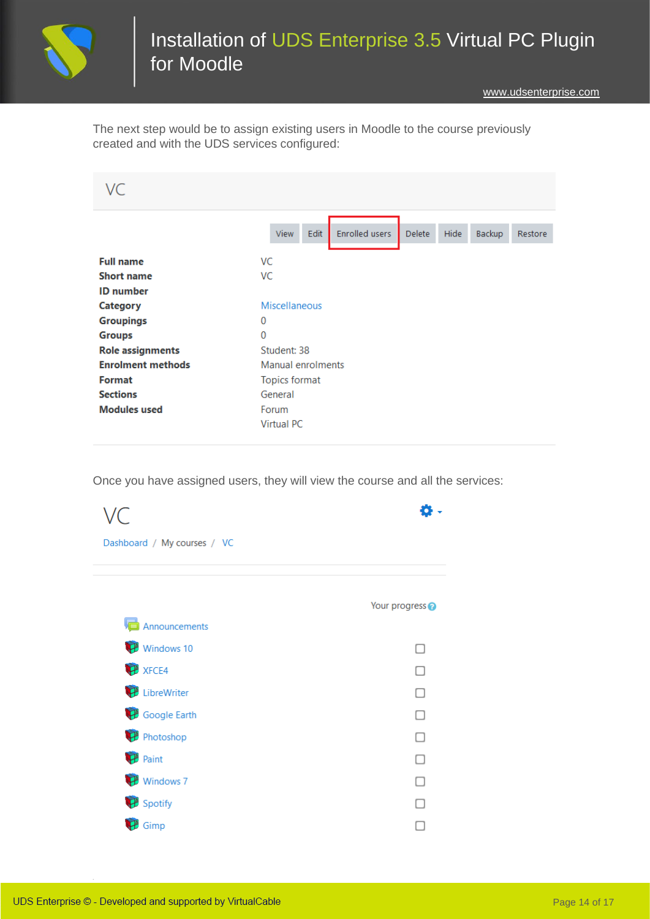The next step would be to assign existing users in Moodle to the course previously created and with the UDS services configured:

VC

View | Edit | Enrolled users | Delete | Hide | Backup | Restore

| | |
|---|---|
| **Full name** | VC |
| **Short name** | VC |
| **ID number** | |
| **Category** | Miscellaneous |
| **Groupings** | 0 |
| **Groups** | 0 |
| **Role assignments** | Student: 38 |
| **Enrolment methods** | Manual enrolments |
| **Format** | Topics format |
| **Sections** | General |
| **Modules used** | Forum<br>Virtual PC |

Once you have assigned users, they will view the course and all the services:

VC

Dashboard / My courses / VC

Your progress

- Announcements
- Windows 10 ☐
- XFCE4 ☐
- LibreWriter ☐
- Google Earth ☐
- Photoshop ☐
- Paint ☐
- Windows 7 ☐
- Spotify ☐
- Gimp ☐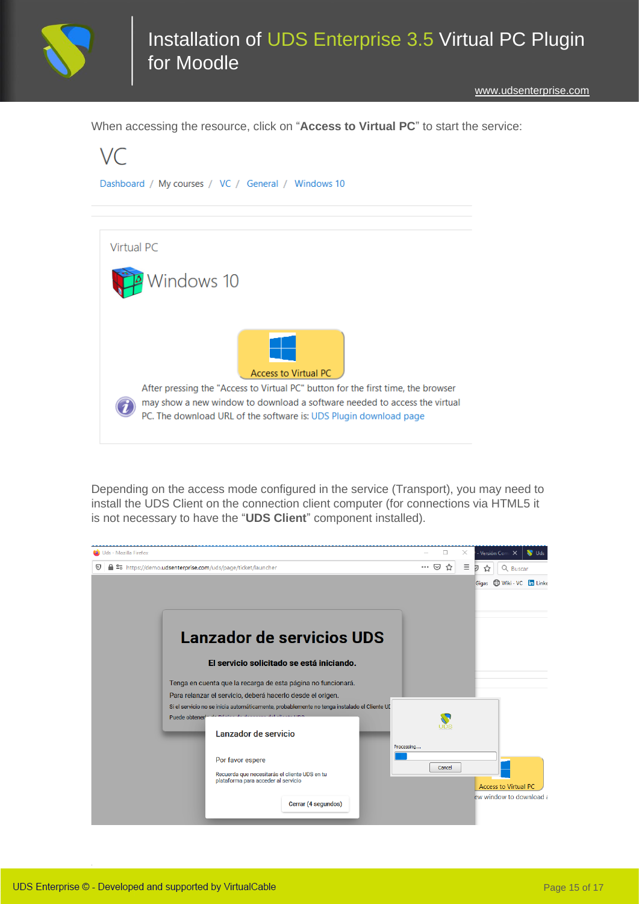When accessing the resource, click on “**Access to Virtual PC**” to start the service:

Depending on the access mode configured in the service (Transport), you may need to install the UDS Client on the connection client computer (for connections via HTML5 it is not necessary to have the “**UDS Client**” component installed).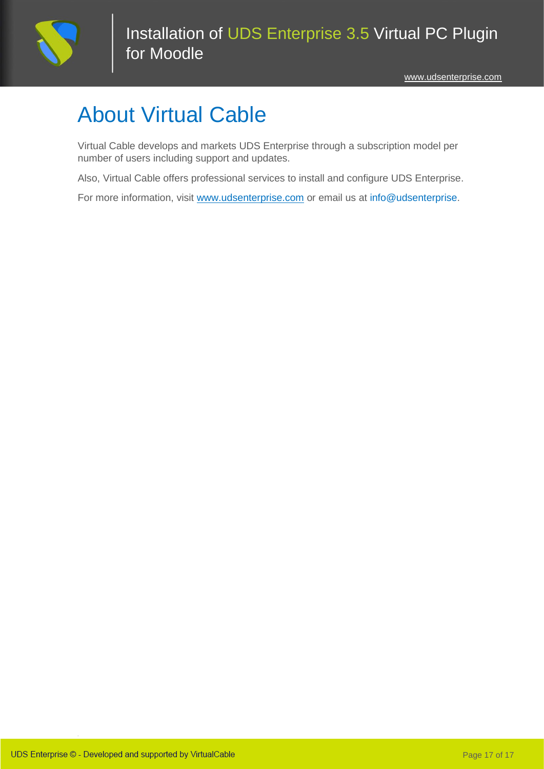# About Virtual Cable

Virtual Cable develops and markets UDS Enterprise through a subscription model per number of users including support and updates.

Also, Virtual Cable offers professional services to install and configure UDS Enterprise.

For more information, visit www.udsenterprise.com or email us at info@udsenterprise.